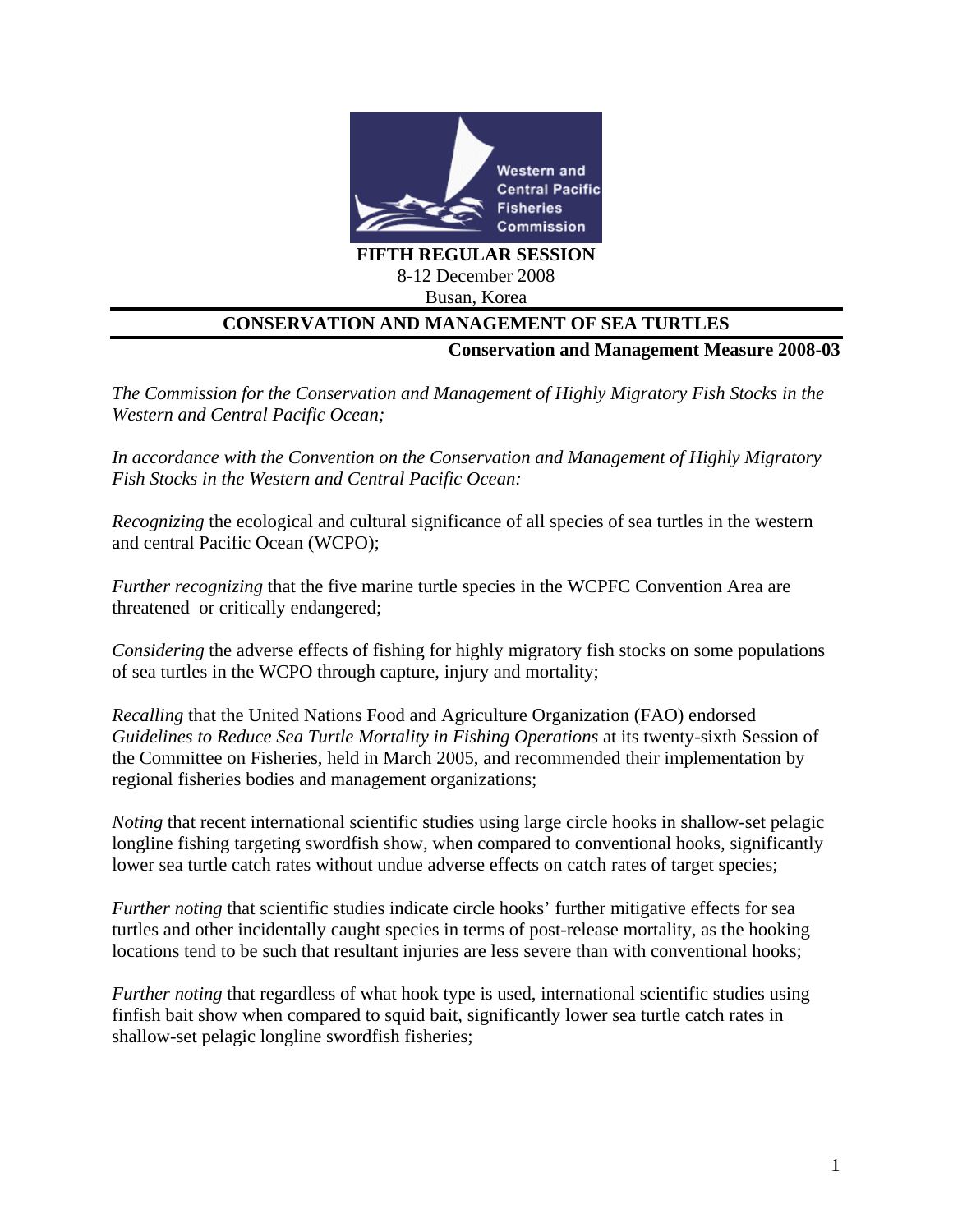**FIFTH REGULAR SESSION**
8-12 December 2008
Busan, Korea

# CONSERVATION AND MANAGEMENT OF SEA TURTLES

**Conservation and Management Measure 2008-03**

*The Commission for the Conservation and Management of Highly Migratory Fish Stocks in the Western and Central Pacific Ocean;*

*In accordance with the Convention on the Conservation and Management of Highly Migratory Fish Stocks in the Western and Central Pacific Ocean:*

*Recognizing* the ecological and cultural significance of all species of sea turtles in the western and central Pacific Ocean (WCPO);

*Further recognizing* that the five marine turtle species in the WCPFC Convention Area are threatened or critically endangered;

*Considering* the adverse effects of fishing for highly migratory fish stocks on some populations of sea turtles in the WCPO through capture, injury and mortality;

*Recalling* that the United Nations Food and Agriculture Organization (FAO) endorsed *Guidelines to Reduce Sea Turtle Mortality in Fishing Operations* at its twenty-sixth Session of the Committee on Fisheries, held in March 2005, and recommended their implementation by regional fisheries bodies and management organizations;

*Noting* that recent international scientific studies using large circle hooks in shallow-set pelagic longline fishing targeting swordfish show, when compared to conventional hooks, significantly lower sea turtle catch rates without undue adverse effects on catch rates of target species;

*Further noting* that scientific studies indicate circle hooks' further mitigative effects for sea turtles and other incidentally caught species in terms of post-release mortality, as the hooking locations tend to be such that resultant injuries are less severe than with conventional hooks;

*Further noting* that regardless of what hook type is used, international scientific studies using finfish bait show when compared to squid bait, significantly lower sea turtle catch rates in shallow-set pelagic longline swordfish fisheries;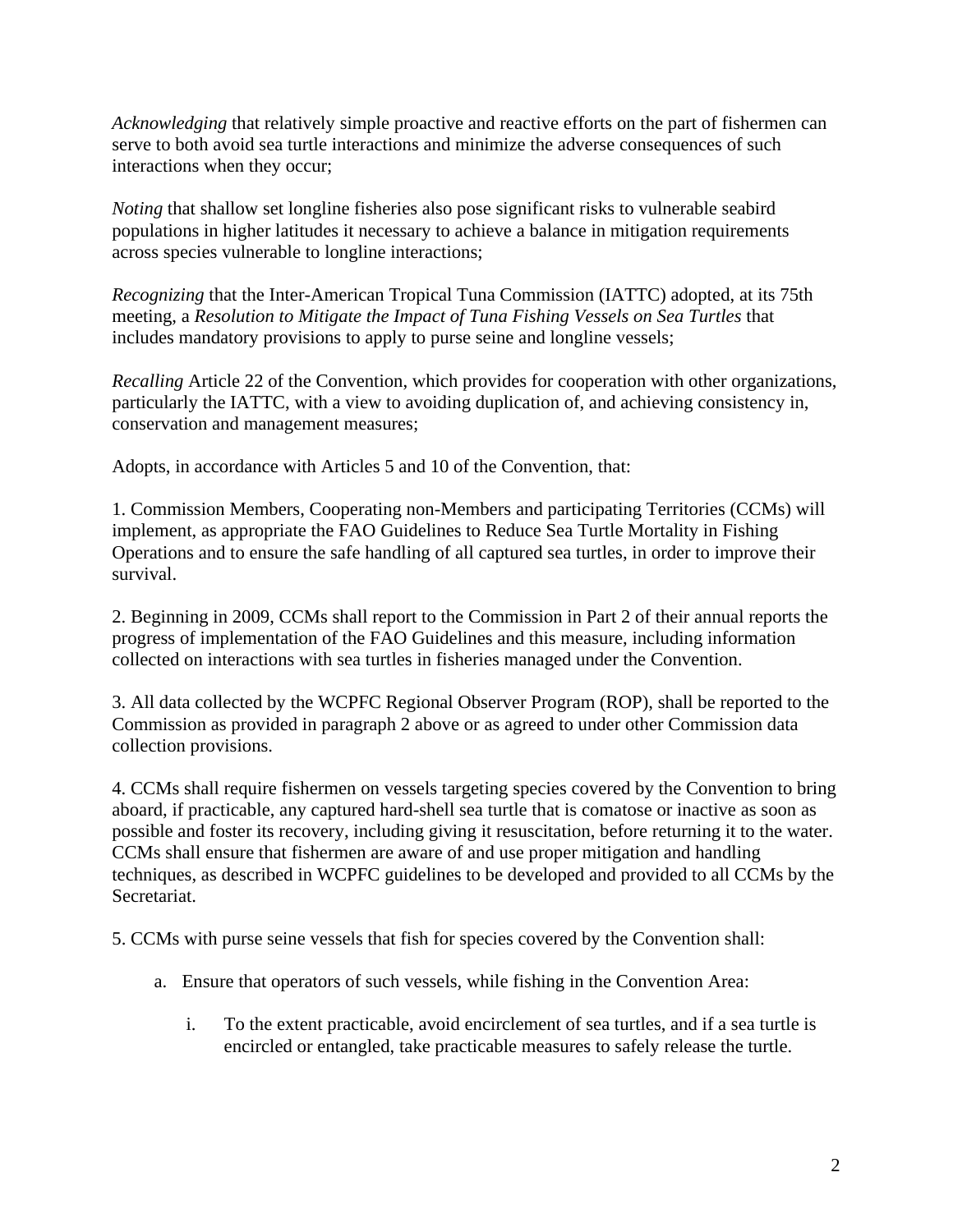*Acknowledging* that relatively simple proactive and reactive efforts on the part of fishermen can serve to both avoid sea turtle interactions and minimize the adverse consequences of such interactions when they occur;

*Noting* that shallow set longline fisheries also pose significant risks to vulnerable seabird populations in higher latitudes it necessary to achieve a balance in mitigation requirements across species vulnerable to longline interactions;

*Recognizing* that the Inter-American Tropical Tuna Commission (IATTC) adopted, at its 75th meeting, a *Resolution to Mitigate the Impact of Tuna Fishing Vessels on Sea Turtles* that includes mandatory provisions to apply to purse seine and longline vessels;

*Recalling* Article 22 of the Convention, which provides for cooperation with other organizations, particularly the IATTC, with a view to avoiding duplication of, and achieving consistency in, conservation and management measures;

Adopts, in accordance with Articles 5 and 10 of the Convention, that:

1. Commission Members, Cooperating non-Members and participating Territories (CCMs) will implement, as appropriate the FAO Guidelines to Reduce Sea Turtle Mortality in Fishing Operations and to ensure the safe handling of all captured sea turtles, in order to improve their survival.

2. Beginning in 2009, CCMs shall report to the Commission in Part 2 of their annual reports the progress of implementation of the FAO Guidelines and this measure, including information collected on interactions with sea turtles in fisheries managed under the Convention.

3. All data collected by the WCPFC Regional Observer Program (ROP), shall be reported to the Commission as provided in paragraph 2 above or as agreed to under other Commission data collection provisions.

4. CCMs shall require fishermen on vessels targeting species covered by the Convention to bring aboard, if practicable, any captured hard-shell sea turtle that is comatose or inactive as soon as possible and foster its recovery, including giving it resuscitation, before returning it to the water. CCMs shall ensure that fishermen are aware of and use proper mitigation and handling techniques, as described in WCPFC guidelines to be developed and provided to all CCMs by the Secretariat.

5. CCMs with purse seine vessels that fish for species covered by the Convention shall:

   a. Ensure that operators of such vessels, while fishing in the Convention Area:

      i. To the extent practicable, avoid encirclement of sea turtles, and if a sea turtle is encircled or entangled, take practicable measures to safely release the turtle.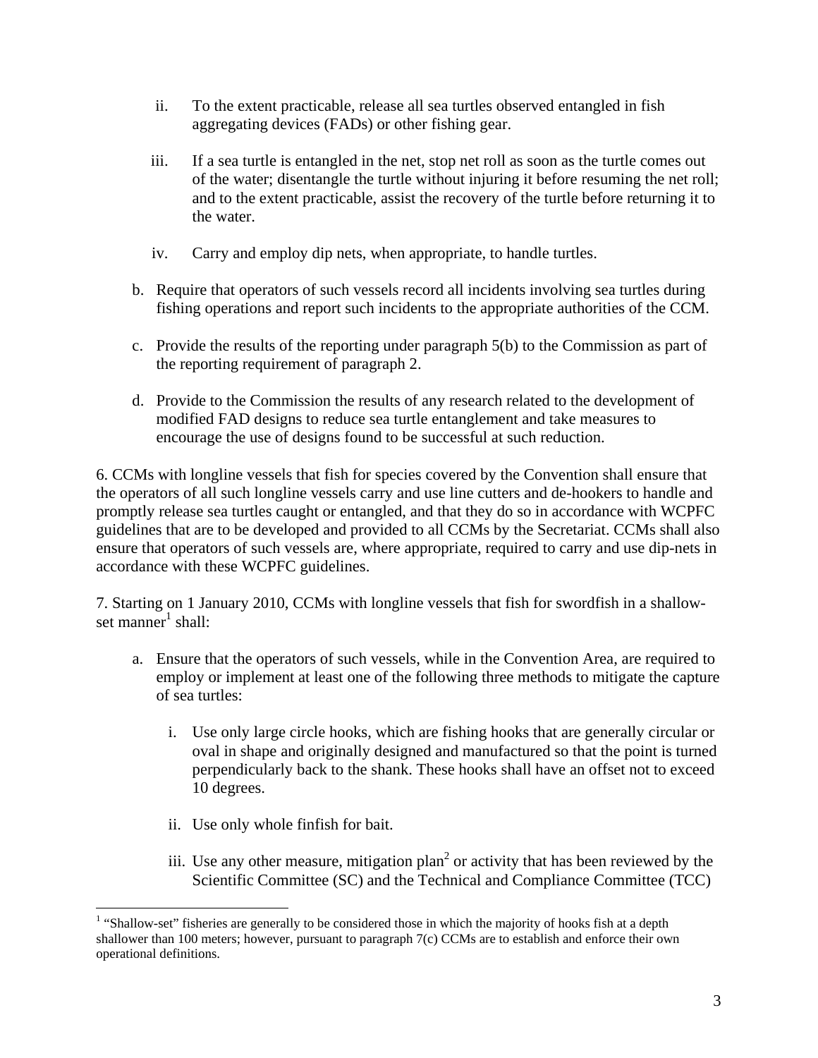ii. To the extent practicable, release all sea turtles observed entangled in fish aggregating devices (FADs) or other fishing gear.

   iii. If a sea turtle is entangled in the net, stop net roll as soon as the turtle comes out of the water; disentangle the turtle without injuring it before resuming the net roll; and to the extent practicable, assist the recovery of the turtle before returning it to the water.

   iv. Carry and employ dip nets, when appropriate, to handle turtles.

b. Require that operators of such vessels record all incidents involving sea turtles during fishing operations and report such incidents to the appropriate authorities of the CCM.

c. Provide the results of the reporting under paragraph 5(b) to the Commission as part of the reporting requirement of paragraph 2.

d. Provide to the Commission the results of any research related to the development of modified FAD designs to reduce sea turtle entanglement and take measures to encourage the use of designs found to be successful at such reduction.

6. CCMs with longline vessels that fish for species covered by the Convention shall ensure that the operators of all such longline vessels carry and use line cutters and de-hookers to handle and promptly release sea turtles caught or entangled, and that they do so in accordance with WCPFC guidelines that are to be developed and provided to all CCMs by the Secretariat. CCMs shall also ensure that operators of such vessels are, where appropriate, required to carry and use dip-nets in accordance with these WCPFC guidelines.

7. Starting on 1 January 2010, CCMs with longline vessels that fish for swordfish in a shallow-set manner[1] shall:

a. Ensure that the operators of such vessels, while in the Convention Area, are required to employ or implement at least one of the following three methods to mitigate the capture of sea turtles:

   i. Use only large circle hooks, which are fishing hooks that are generally circular or oval in shape and originally designed and manufactured so that the point is turned perpendicularly back to the shank. These hooks shall have an offset not to exceed 10 degrees.

   ii. Use only whole finfish for bait.

   iii. Use any other measure, mitigation plan[2] or activity that has been reviewed by the Scientific Committee (SC) and the Technical and Compliance Committee (TCC)

[1] "Shallow-set" fisheries are generally to be considered those in which the majority of hooks fish at a depth shallower than 100 meters; however, pursuant to paragraph 7(c) CCMs are to establish and enforce their own operational definitions.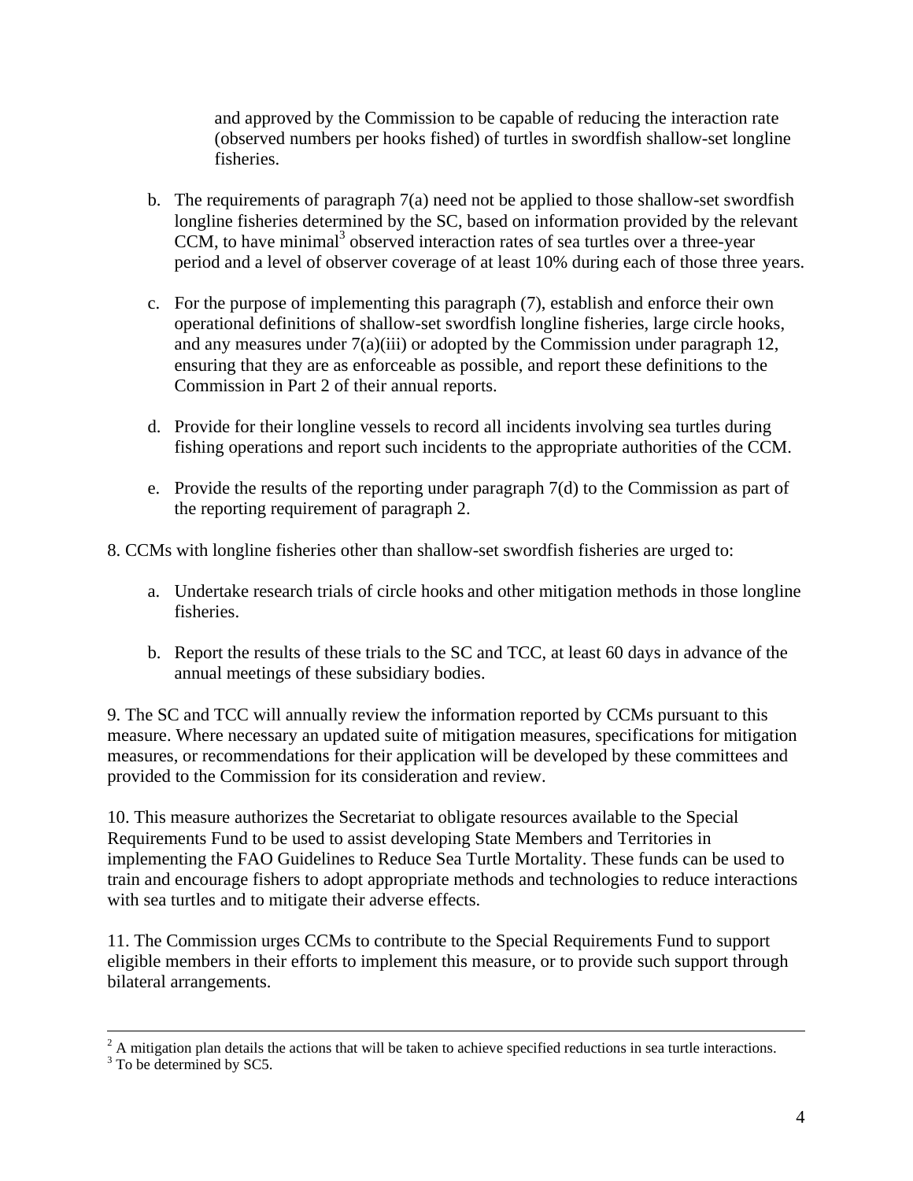and approved by the Commission to be capable of reducing the interaction rate (observed numbers per hooks fished) of turtles in swordfish shallow-set longline fisheries.

b. The requirements of paragraph 7(a) need not be applied to those shallow-set swordfish longline fisheries determined by the SC, based on information provided by the relevant CCM, to have minimal[3] observed interaction rates of sea turtles over a three-year period and a level of observer coverage of at least 10% during each of those three years.

c. For the purpose of implementing this paragraph (7), establish and enforce their own operational definitions of shallow-set swordfish longline fisheries, large circle hooks, and any measures under 7(a)(iii) or adopted by the Commission under paragraph 12, ensuring that they are as enforceable as possible, and report these definitions to the Commission in Part 2 of their annual reports.

d. Provide for their longline vessels to record all incidents involving sea turtles during fishing operations and report such incidents to the appropriate authorities of the CCM.

e. Provide the results of the reporting under paragraph 7(d) to the Commission as part of the reporting requirement of paragraph 2.

8. CCMs with longline fisheries other than shallow-set swordfish fisheries are urged to:

a. Undertake research trials of circle hooks and other mitigation methods in those longline fisheries.

b. Report the results of these trials to the SC and TCC, at least 60 days in advance of the annual meetings of these subsidiary bodies.

9. The SC and TCC will annually review the information reported by CCMs pursuant to this measure. Where necessary an updated suite of mitigation measures, specifications for mitigation measures, or recommendations for their application will be developed by these committees and provided to the Commission for its consideration and review.

10. This measure authorizes the Secretariat to obligate resources available to the Special Requirements Fund to be used to assist developing State Members and Territories in implementing the FAO Guidelines to Reduce Sea Turtle Mortality. These funds can be used to train and encourage fishers to adopt appropriate methods and technologies to reduce interactions with sea turtles and to mitigate their adverse effects.

11. The Commission urges CCMs to contribute to the Special Requirements Fund to support eligible members in their efforts to implement this measure, or to provide such support through bilateral arrangements.

---

[2] A mitigation plan details the actions that will be taken to achieve specified reductions in sea turtle interactions.

[3] To be determined by SC5.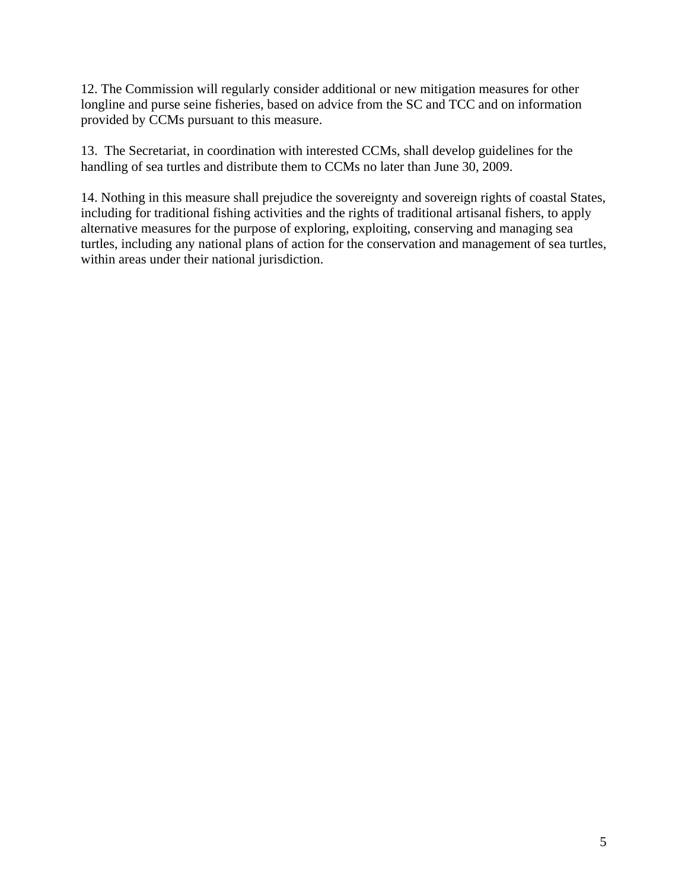12. The Commission will regularly consider additional or new mitigation measures for other longline and purse seine fisheries, based on advice from the SC and TCC and on information provided by CCMs pursuant to this measure.

13. The Secretariat, in coordination with interested CCMs, shall develop guidelines for the handling of sea turtles and distribute them to CCMs no later than June 30, 2009.

14. Nothing in this measure shall prejudice the sovereignty and sovereign rights of coastal States, including for traditional fishing activities and the rights of traditional artisanal fishers, to apply alternative measures for the purpose of exploring, exploiting, conserving and managing sea turtles, including any national plans of action for the conservation and management of sea turtles, within areas under their national jurisdiction.